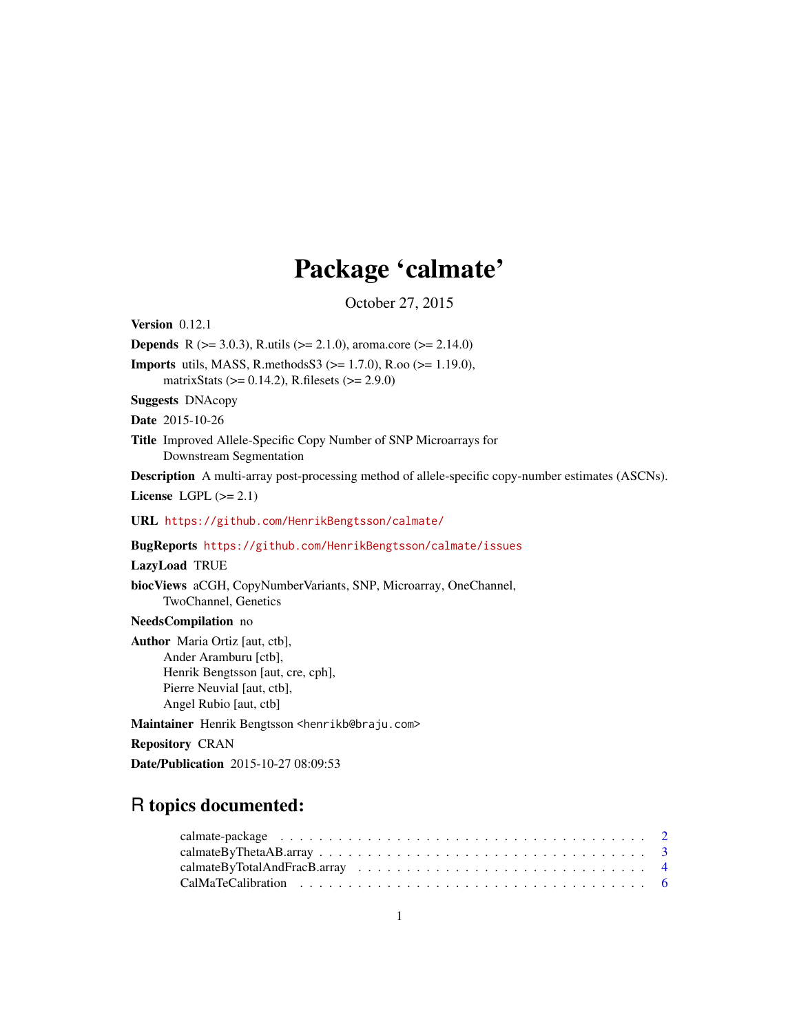# Package 'calmate'

October 27, 2015

**Version** 0.12.1

**Depends** R (>= 3.0.3), R.utils (>= 2.1.0), aroma.core (>= 2.14.0)

**Imports** utils, MASS, R.methodsS3 (>= 1.7.0), R.oo (>= 1.19.0), matrixStats (>= 0.14.2), R.filesets (>= 2.9.0)

**Suggests** DNAcopy

**Date** 2015-10-26

**Title** Improved Allele-Specific Copy Number of SNP Microarrays for Downstream Segmentation

**Description** A multi-array post-processing method of allele-specific copy-number estimates (ASCNs).

**License** LGPL (>= 2.1)

**URL** https://github.com/HenrikBengtsson/calmate/

**BugReports** https://github.com/HenrikBengtsson/calmate/issues

**LazyLoad** TRUE

**biocViews** aCGH, CopyNumberVariants, SNP, Microarray, OneChannel, TwoChannel, Genetics

**NeedsCompilation** no

**Author** Maria Ortiz [aut, ctb],
Ander Aramburu [ctb],
Henrik Bengtsson [aut, cre, cph],
Pierre Neuvial [aut, ctb],
Angel Rubio [aut, ctb]

**Maintainer** Henrik Bengtsson <henrikb@braju.com>

**Repository** CRAN

**Date/Publication** 2015-10-27 08:09:53

## R topics documented:

- calmate-package . . . . . . . . . . . . . . . . . . . . . . . . . . . . . . . . . . . . . . 2
- calmateByThetaAB.array . . . . . . . . . . . . . . . . . . . . . . . . . . . . . . . . . 3
- calmateByTotalAndFracB.array . . . . . . . . . . . . . . . . . . . . . . . . . . . . . 4
- CalMaTeCalibration . . . . . . . . . . . . . . . . . . . . . . . . . . . . . . . . . . . . 6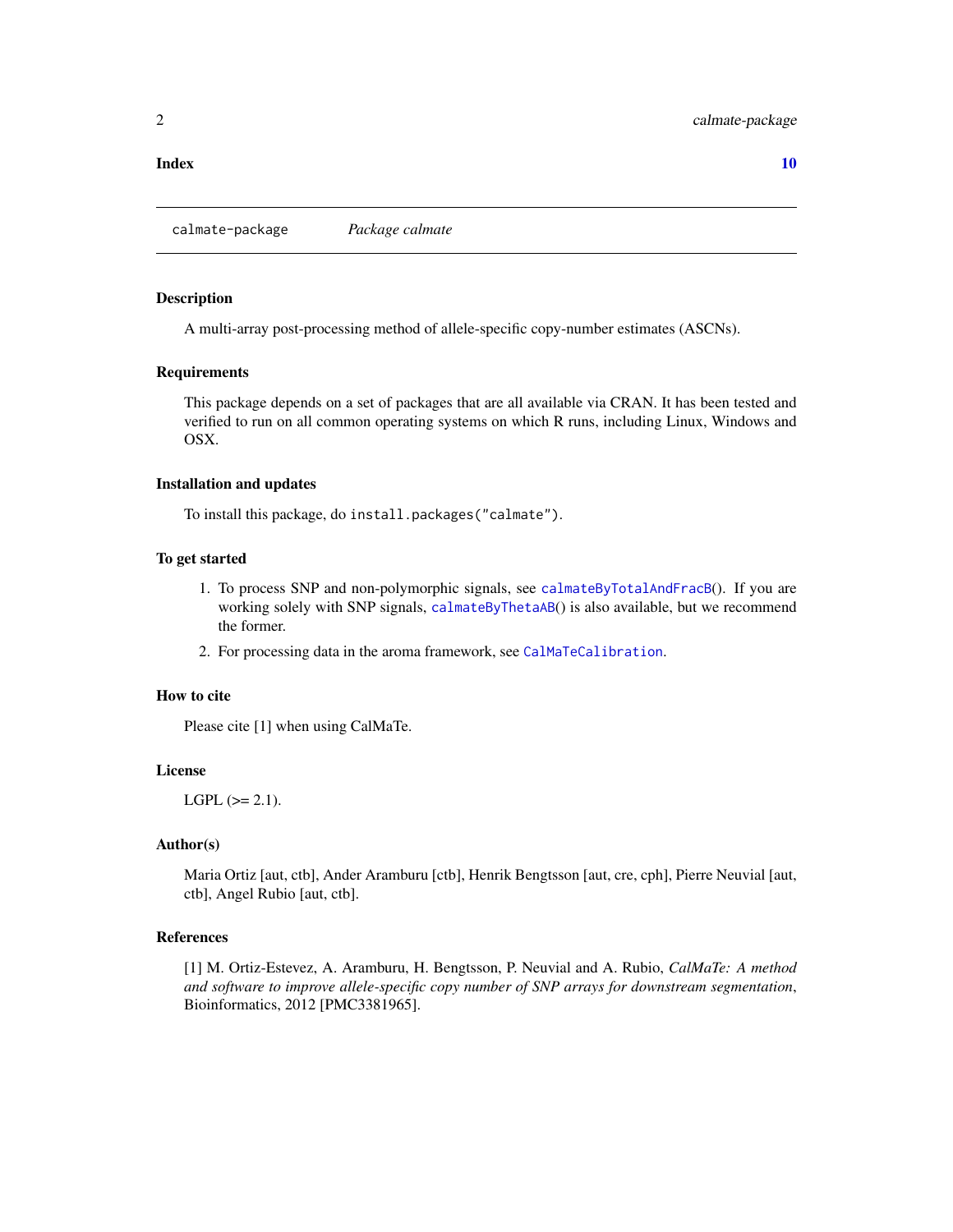**Index** **10**

---

calmate-package *Package calmate*

---

### Description

A multi-array post-processing method of allele-specific copy-number estimates (ASCNs).

### Requirements

This package depends on a set of packages that are all available via CRAN. It has been tested and verified to run on all common operating systems on which R runs, including Linux, Windows and OSX.

### Installation and updates

To install this package, do `install.packages("calmate")`.

### To get started

1. To process SNP and non-polymorphic signals, see `calmateByTotalAndFracB`(). If you are working solely with SNP signals, `calmateByThetaAB`() is also available, but we recommend the former.
2. For processing data in the aroma framework, see `CalMaTeCalibration`.

### How to cite

Please cite [1] when using CalMaTe.

### License

LGPL (>= 2.1).

### Author(s)

Maria Ortiz [aut, ctb], Ander Aramburu [ctb], Henrik Bengtsson [aut, cre, cph], Pierre Neuvial [aut, ctb], Angel Rubio [aut, ctb].

### References

[1] M. Ortiz-Estevez, A. Aramburu, H. Bengtsson, P. Neuvial and A. Rubio, *CalMaTe: A method and software to improve allele-specific copy number of SNP arrays for downstream segmentation*, Bioinformatics, 2012 [PMC3381965].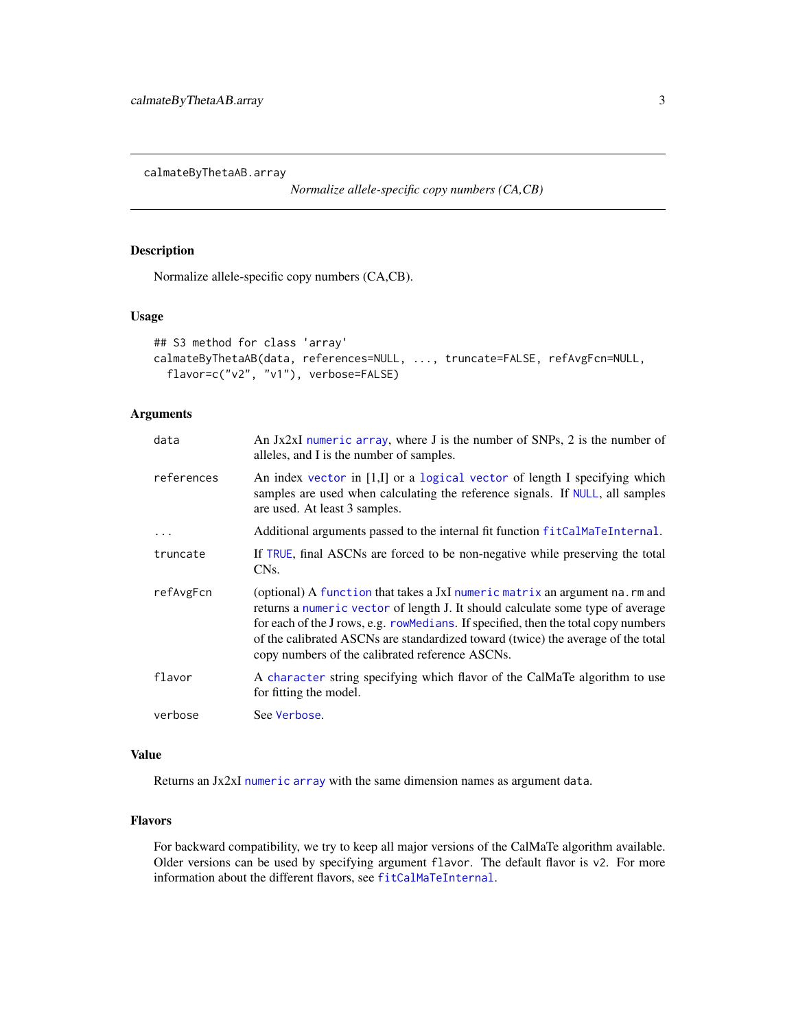## calmateByThetaAB.array

*Normalize allele-specific copy numbers (CA,CB)*

### Description

Normalize allele-specific copy numbers (CA,CB).

### Usage

```
## S3 method for class 'array'
calmateByThetaAB(data, references=NULL, ..., truncate=FALSE, refAvgFcn=NULL,
  flavor=c("v2", "v1"), verbose=FALSE)
```

### Arguments

| | |
|---|---|
| `data` | An Jx2xI `numeric` `array`, where J is the number of SNPs, 2 is the number of alleles, and I is the number of samples. |
| `references` | An index `vector` in [1,I] or a `logical` `vector` of length I specifying which samples are used when calculating the reference signals. If `NULL`, all samples are used. At least 3 samples. |
| `...` | Additional arguments passed to the internal fit function `fitCalMaTeInternal`. |
| `truncate` | If `TRUE`, final ASCNs are forced to be non-negative while preserving the total CNs. |
| `refAvgFcn` | (optional) A `function` that takes a JxI `numeric` `matrix` an argument `na.rm` and returns a `numeric` `vector` of length J. It should calculate some type of average for each of the J rows, e.g. `rowMedians`. If specified, then the total copy numbers of the calibrated ASCNs are standardized toward (twice) the average of the total copy numbers of the calibrated reference ASCNs. |
| `flavor` | A `character` string specifying which flavor of the CalMaTe algorithm to use for fitting the model. |
| `verbose` | See `Verbose`. |

### Value

Returns an Jx2xI `numeric` `array` with the same dimension names as argument `data`.

### Flavors

For backward compatibility, we try to keep all major versions of the CalMaTe algorithm available. Older versions can be used by specifying argument `flavor`. The default flavor is `v2`. For more information about the different flavors, see `fitCalMaTeInternal`.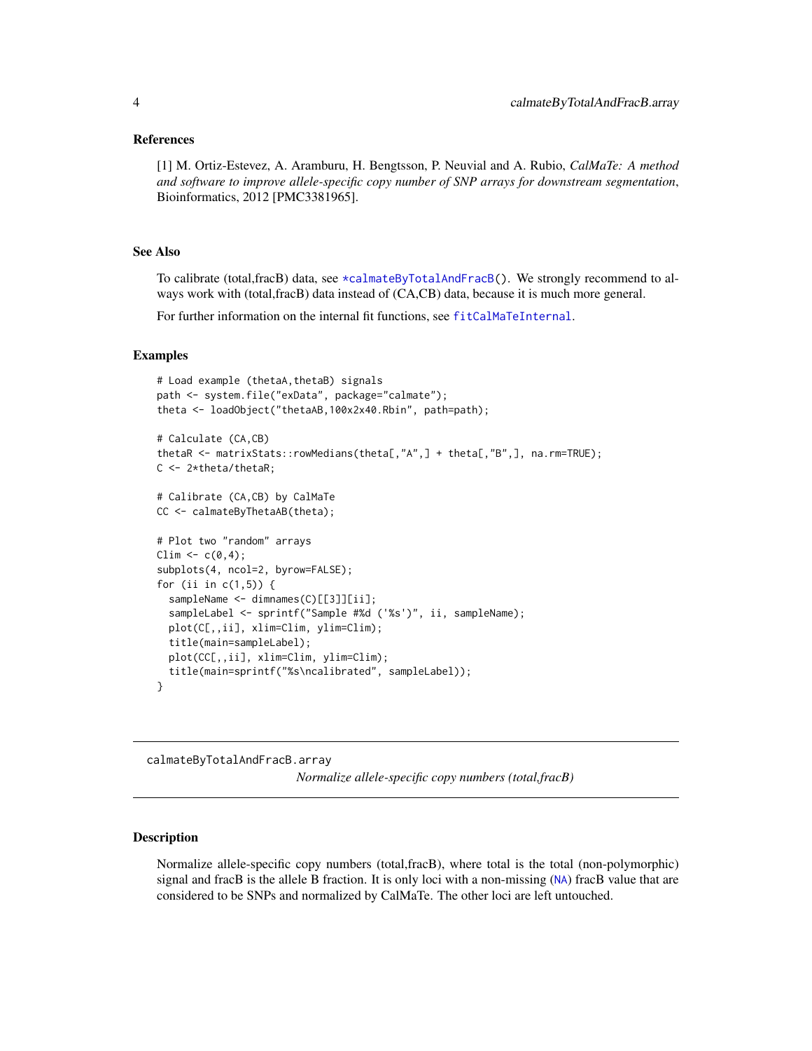### References

[1] M. Ortiz-Estevez, A. Aramburu, H. Bengtsson, P. Neuvial and A. Rubio, *CalMaTe: A method and software to improve allele-specific copy number of SNP arrays for downstream segmentation*, Bioinformatics, 2012 [PMC3381965].

### See Also

To calibrate (total,fracB) data, see *calmateByTotalAndFracB(). We strongly recommend to always work with (total,fracB) data instead of (CA,CB) data, because it is much more general.

For further information on the internal fit functions, see fitCalMaTeInternal.

### Examples

```
# Load example (thetaA,thetaB) signals
path <- system.file("exData", package="calmate");
theta <- loadObject("thetaAB,100x2x40.Rbin", path=path);

# Calculate (CA,CB)
thetaR <- matrixStats::rowMedians(theta[,"A",] + theta[,"B",], na.rm=TRUE);
C <- 2*theta/thetaR;

# Calibrate (CA,CB) by CalMaTe
CC <- calmateByThetaAB(theta);

# Plot two "random" arrays
Clim <- c(0,4);
subplots(4, ncol=2, byrow=FALSE);
for (ii in c(1,5)) {
  sampleName <- dimnames(C)[[3]][ii];
  sampleLabel <- sprintf("Sample #%d ('%s')", ii, sampleName);
  plot(C[,,ii], xlim=Clim, ylim=Clim);
  title(main=sampleLabel);
  plot(CC[,,ii], xlim=Clim, ylim=Clim);
  title(main=sprintf("%s\ncalibrated", sampleLabel));
}
```

---

## calmateByTotalAndFracB.array

*Normalize allele-specific copy numbers (total,fracB)*

---

### Description

Normalize allele-specific copy numbers (total,fracB), where total is the total (non-polymorphic) signal and fracB is the allele B fraction. It is only loci with a non-missing (NA) fracB value that are considered to be SNPs and normalized by CalMaTe. The other loci are left untouched.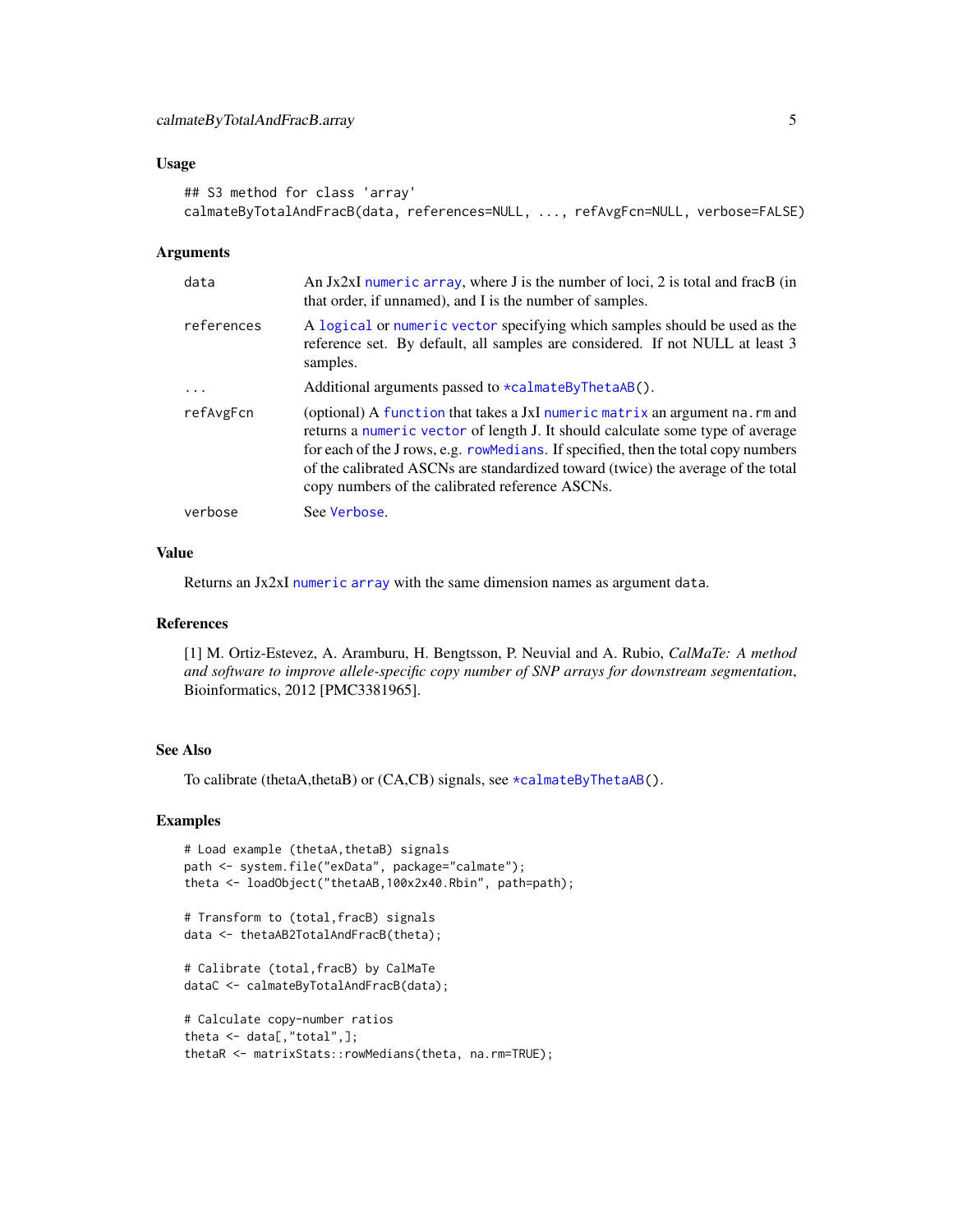## Usage

```
## S3 method for class 'array'
calmateByTotalAndFracB(data, references=NULL, ..., refAvgFcn=NULL, verbose=FALSE)
```

## Arguments

| | |
|---|---|
| data | An Jx2xI numeric array, where J is the number of loci, 2 is total and fracB (in that order, if unnamed), and I is the number of samples. |
| references | A logical or numeric vector specifying which samples should be used as the reference set. By default, all samples are considered. If not NULL at least 3 samples. |
| ... | Additional arguments passed to *calmateByThetaAB(). |
| refAvgFcn | (optional) A function that takes a JxI numeric matrix an argument na.rm and returns a numeric vector of length J. It should calculate some type of average for each of the J rows, e.g. rowMedians. If specified, then the total copy numbers of the calibrated ASCNs are standardized toward (twice) the average of the total copy numbers of the calibrated reference ASCNs. |
| verbose | See Verbose. |

## Value

Returns an Jx2xI numeric array with the same dimension names as argument data.

## References

[1] M. Ortiz-Estevez, A. Aramburu, H. Bengtsson, P. Neuvial and A. Rubio, *CalMaTe: A method and software to improve allele-specific copy number of SNP arrays for downstream segmentation*, Bioinformatics, 2012 [PMC3381965].

## See Also

To calibrate (thetaA,thetaB) or (CA,CB) signals, see *calmateByThetaAB().

## Examples

```
# Load example (thetaA,thetaB) signals
path <- system.file("exData", package="calmate");
theta <- loadObject("thetaAB,100x2x40.Rbin", path=path);

# Transform to (total,fracB) signals
data <- thetaAB2TotalAndFracB(theta);

# Calibrate (total,fracB) by CalMaTe
dataC <- calmateByTotalAndFracB(data);

# Calculate copy-number ratios
theta <- data[,"total",];
thetaR <- matrixStats::rowMedians(theta, na.rm=TRUE);
```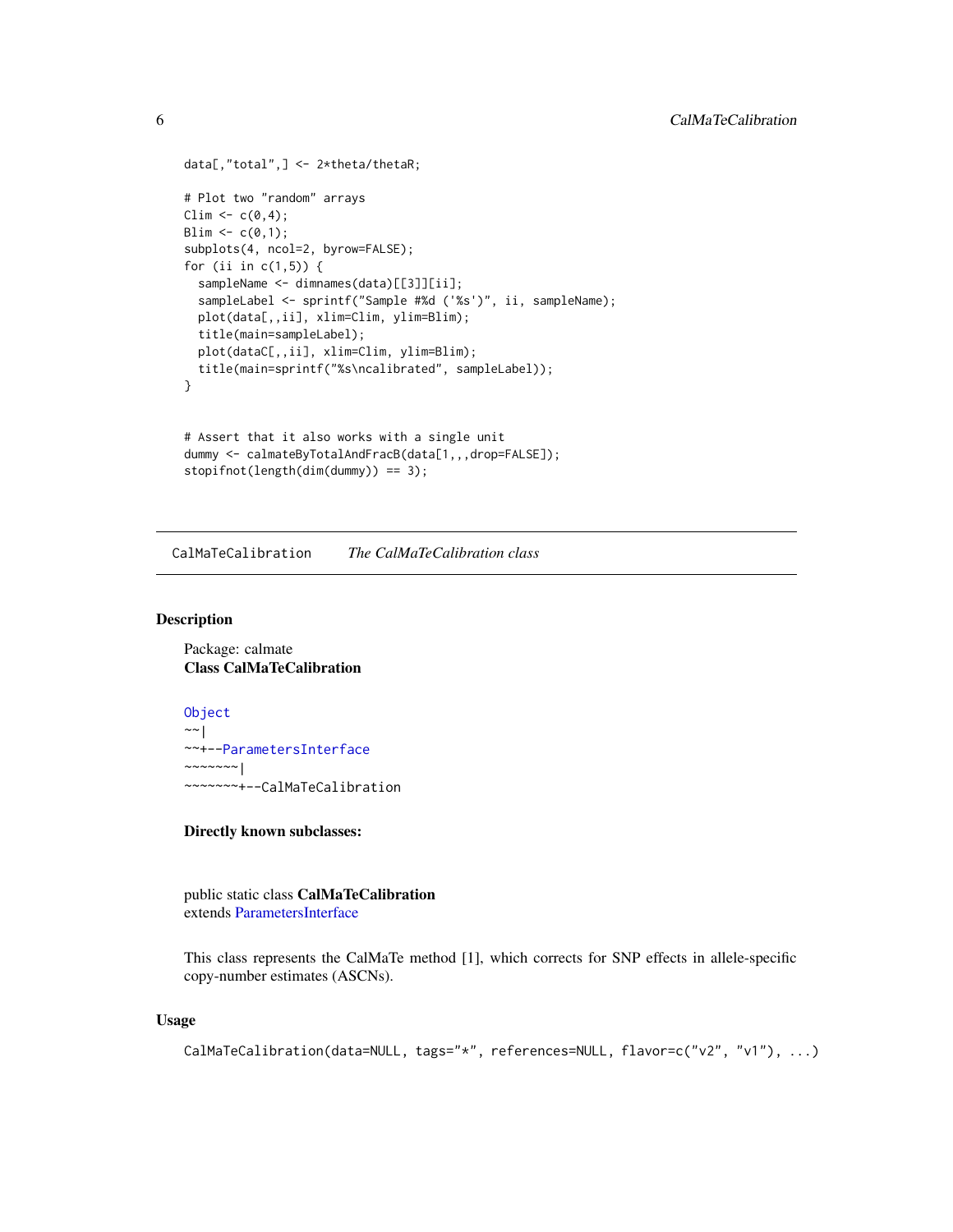```
data[,"total",] <- 2*theta/thetaR;

# Plot two "random" arrays
Clim <- c(0,4);
Blim <- c(0,1);
subplots(4, ncol=2, byrow=FALSE);
for (ii in c(1,5)) {
  sampleName <- dimnames(data)[[3]][ii];
  sampleLabel <- sprintf("Sample #%d ('%s')", ii, sampleName);
  plot(data[,,ii], xlim=Clim, ylim=Blim);
  title(main=sampleLabel);
  plot(dataC[,,ii], xlim=Clim, ylim=Blim);
  title(main=sprintf("%s\ncalibrated", sampleLabel));
}


# Assert that it also works with a single unit
dummy <- calmateByTotalAndFracB(data[1,,,drop=FALSE]);
stopifnot(length(dim(dummy)) == 3);
```

---

## CalMaTeCalibration *The CalMaTeCalibration class*

---

### Description

Package: calmate
**Class CalMaTeCalibration**

```
Object
~~|
~~+--ParametersInterface
~~~~~~~|
~~~~~~~+--CalMaTeCalibration
```

**Directly known subclasses:**

public static class **CalMaTeCalibration**
extends ParametersInterface

This class represents the CalMaTe method [1], which corrects for SNP effects in allele-specific copy-number estimates (ASCNs).

### Usage

```
CalMaTeCalibration(data=NULL, tags="*", references=NULL, flavor=c("v2", "v1"), ...)
```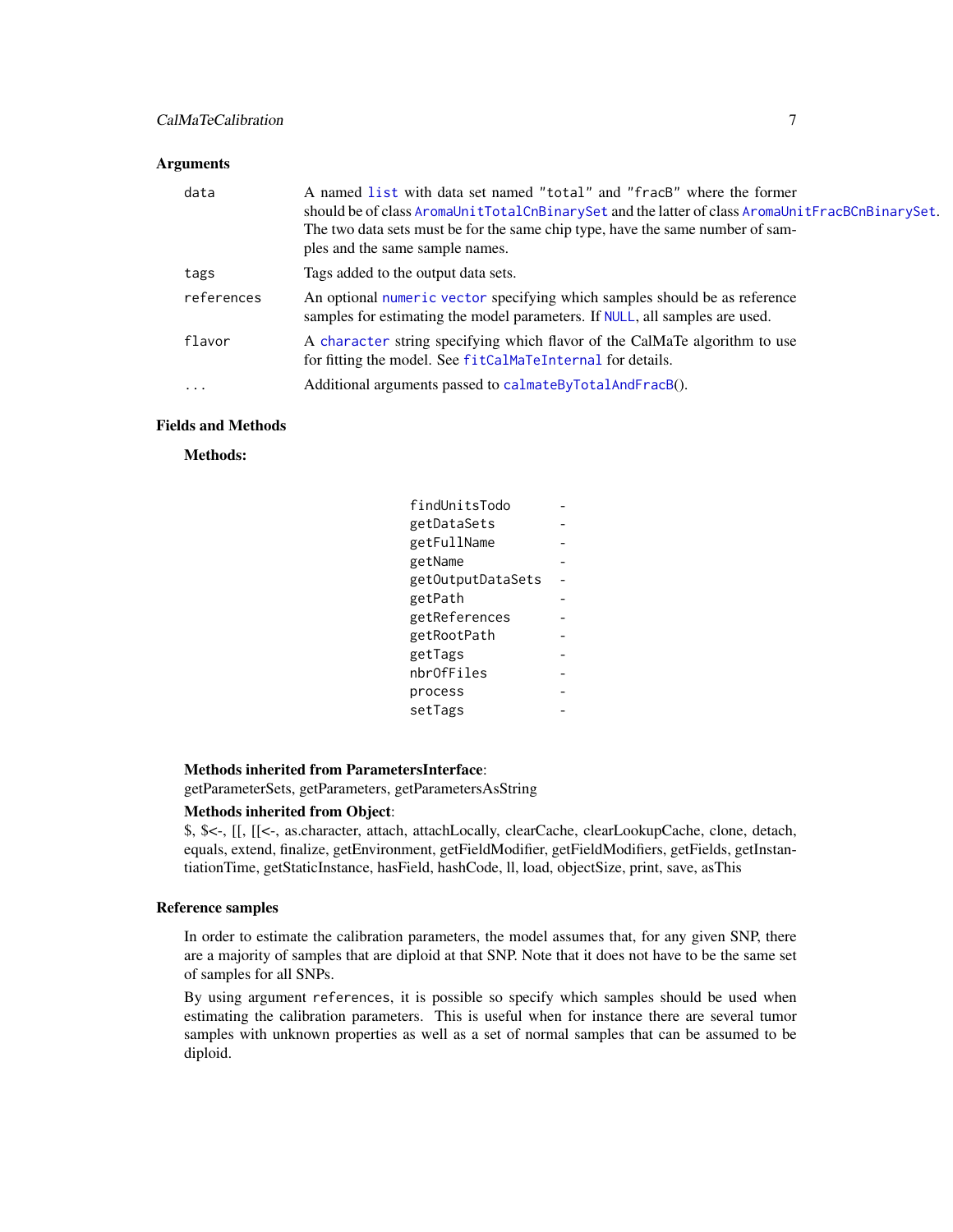## Arguments

| | |
|---|---|
| `data` | A named `list` with data set named `"total"` and `"fracB"` where the former should be of class `AromaUnitTotalCnBinarySet` and the latter of class `AromaUnitFracBCnBinarySet`. The two data sets must be for the same chip type, have the same number of samples and the same sample names. |
| `tags` | Tags added to the output data sets. |
| `references` | An optional `numeric` `vector` specifying which samples should be as reference samples for estimating the model parameters. If `NULL`, all samples are used. |
| `flavor` | A `character` string specifying which flavor of the CalMaTe algorithm to use for fitting the model. See `fitCalMaTeInternal` for details. |
| `...` | Additional arguments passed to `calmateByTotalAndFracB`(). |

## Fields and Methods

**Methods:**

| | |
|---|---|
| `findUnitsTodo` | - |
| `getDataSets` | - |
| `getFullName` | - |
| `getName` | - |
| `getOutputDataSets` | - |
| `getPath` | - |
| `getReferences` | - |
| `getRootPath` | - |
| `getTags` | - |
| `nbrOfFiles` | - |
| `process` | - |
| `setTags` | - |

**Methods inherited from ParametersInterface**:
getParameterSets, getParameters, getParametersAsString

**Methods inherited from Object**:
$, $<-, [[, [[<-, as.character, attach, attachLocally, clearCache, clearLookupCache, clone, detach, equals, extend, finalize, getEnvironment, getFieldModifier, getFieldModifiers, getFields, getInstantiationTime, getStaticInstance, hasField, hashCode, ll, load, objectSize, print, save, asThis

## Reference samples

In order to estimate the calibration parameters, the model assumes that, for any given SNP, there are a majority of samples that are diploid at that SNP. Note that it does not have to be the same set of samples for all SNPs.

By using argument `references`, it is possible so specify which samples should be used when estimating the calibration parameters. This is useful when for instance there are several tumor samples with unknown properties as well as a set of normal samples that can be assumed to be diploid.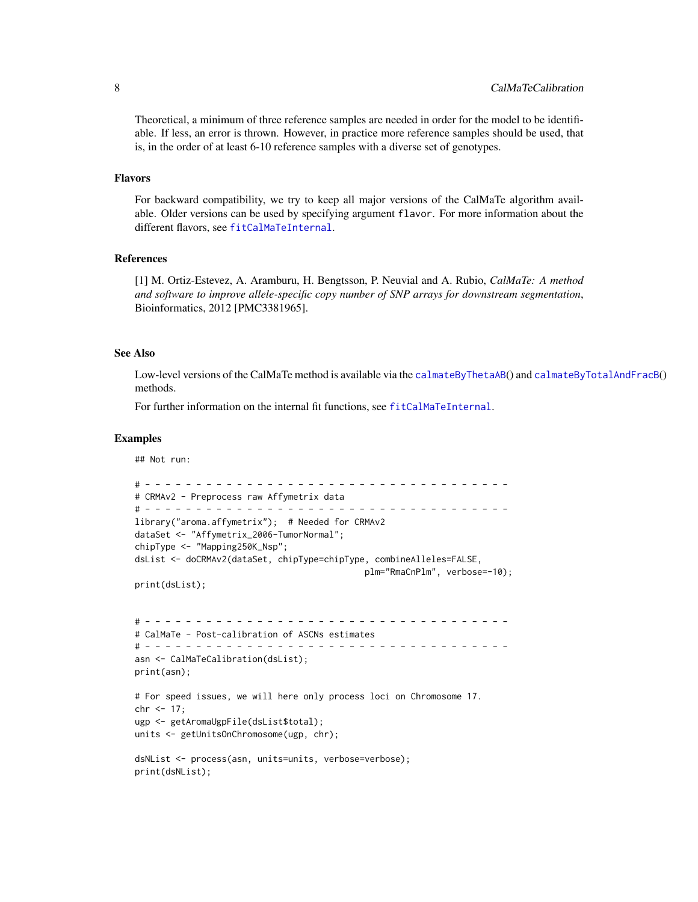Theoretical, a minimum of three reference samples are needed in order for the model to be identifiable. If less, an error is thrown. However, in practice more reference samples should be used, that is, in the order of at least 6-10 reference samples with a diverse set of genotypes.

## Flavors

For backward compatibility, we try to keep all major versions of the CalMaTe algorithm available. Older versions can be used by specifying argument `flavor`. For more information about the different flavors, see `fitCalMaTeInternal`.

## References

[1] M. Ortiz-Estevez, A. Aramburu, H. Bengtsson, P. Neuvial and A. Rubio, *CalMaTe: A method and software to improve allele-specific copy number of SNP arrays for downstream segmentation*, Bioinformatics, 2012 [PMC3381965].

## See Also

Low-level versions of the CalMaTe method is available via the `calmateByThetaAB()` and `calmateByTotalAndFracB()` methods.

For further information on the internal fit functions, see `fitCalMaTeInternal`.

## Examples

```
## Not run:

# - - - - - - - - - - - - - - - - - - - - - - - - - - - - - - - - - - - - -
# CRMAv2 - Preprocess raw Affymetrix data
# - - - - - - - - - - - - - - - - - - - - - - - - - - - - - - - - - - - - -
library("aroma.affymetrix");  # Needed for CRMAv2
dataSet <- "Affymetrix_2006-TumorNormal";
chipType <- "Mapping250K_Nsp";
dsList <- doCRMAv2(dataSet, chipType=chipType, combineAlleles=FALSE,
                                             plm="RmaCnPlm", verbose=-10);
print(dsList);


# - - - - - - - - - - - - - - - - - - - - - - - - - - - - - - - - - - - - -
# CalMaTe - Post-calibration of ASCNs estimates
# - - - - - - - - - - - - - - - - - - - - - - - - - - - - - - - - - - - - -
asn <- CalMaTeCalibration(dsList);
print(asn);

# For speed issues, we will here only process loci on Chromosome 17.
chr <- 17;
ugp <- getAromaUgpFile(dsList$total);
units <- getUnitsOnChromosome(ugp, chr);

dsNList <- process(asn, units=units, verbose=verbose);
print(dsNList);
```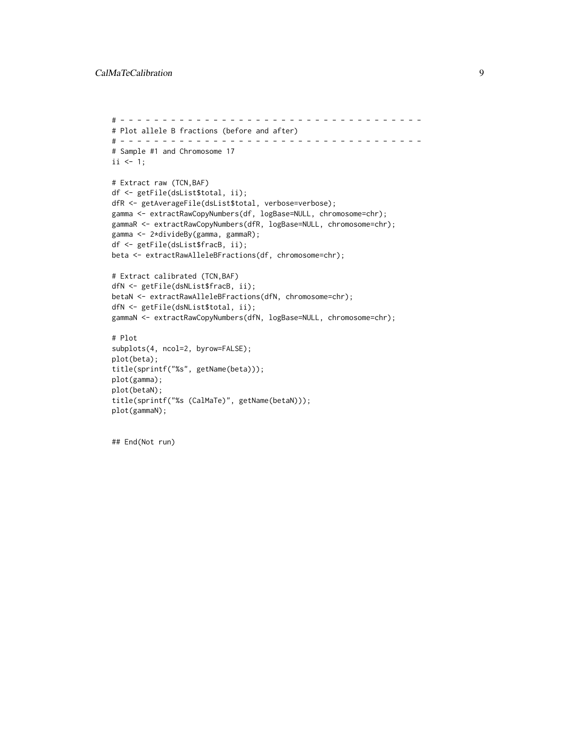```
# - - - - - - - - - - - - - - - - - - - - - - - - - - - - - - - - - - - -
# Plot allele B fractions (before and after)
# - - - - - - - - - - - - - - - - - - - - - - - - - - - - - - - - - - - -
# Sample #1 and Chromosome 17
ii <- 1;

# Extract raw (TCN,BAF)
df <- getFile(dsList$total, ii);
dfR <- getAverageFile(dsList$total, verbose=verbose);
gamma <- extractRawCopyNumbers(df, logBase=NULL, chromosome=chr);
gammaR <- extractRawCopyNumbers(dfR, logBase=NULL, chromosome=chr);
gamma <- 2*divideBy(gamma, gammaR);
df <- getFile(dsList$fracB, ii);
beta <- extractRawAlleleBFractions(df, chromosome=chr);

# Extract calibrated (TCN,BAF)
dfN <- getFile(dsNList$fracB, ii);
betaN <- extractRawAlleleBFractions(dfN, chromosome=chr);
dfN <- getFile(dsNList$total, ii);
gammaN <- extractRawCopyNumbers(dfN, logBase=NULL, chromosome=chr);

# Plot
subplots(4, ncol=2, byrow=FALSE);
plot(beta);
title(sprintf("%s", getName(beta)));
plot(gamma);
plot(betaN);
title(sprintf("%s (CalMaTe)", getName(betaN)));
plot(gammaN);


## End(Not run)
```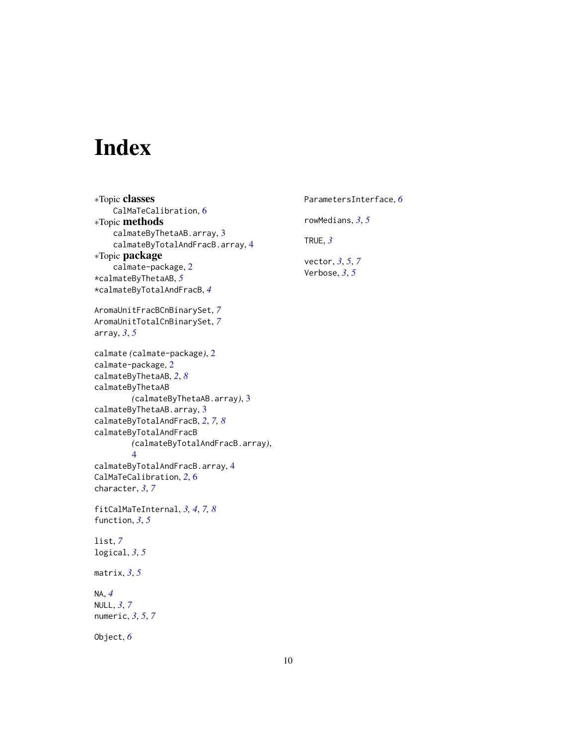# Index

*Topic **classes**
    CalMaTeCalibration, 6
*Topic **methods**
    calmateByThetaAB.array, 3
    calmateByTotalAndFracB.array, 4
*Topic **package**
    calmate-package, 2
*calmateByThetaAB, *5*
*calmateByTotalAndFracB, *4*

AromaUnitFracBCnBinarySet, *7*
AromaUnitTotalCnBinarySet, *7*
array, *3*, *5*

calmate (calmate-package), 2
calmate-package, 2
calmateByThetaAB, *2*, *8*
calmateByThetaAB
    (calmateByThetaAB.array), 3
calmateByThetaAB.array, 3
calmateByTotalAndFracB, *2*, *7, 8*
calmateByTotalAndFracB
    (calmateByTotalAndFracB.array),
    4
calmateByTotalAndFracB.array, 4
CalMaTeCalibration, *2*, 6
character, *3*, *7*

fitCalMaTeInternal, *3, 4*, *7, 8*
function, *3*, *5*

list, *7*
logical, *3*, *5*

matrix, *3*, *5*

NA, *4*
NULL, *3*, *7*
numeric, *3*, *5*, *7*

Object, *6*

ParametersInterface, *6*

rowMedians, *3*, *5*

TRUE, *3*

vector, *3*, *5*, *7*
Verbose, *3*, *5*